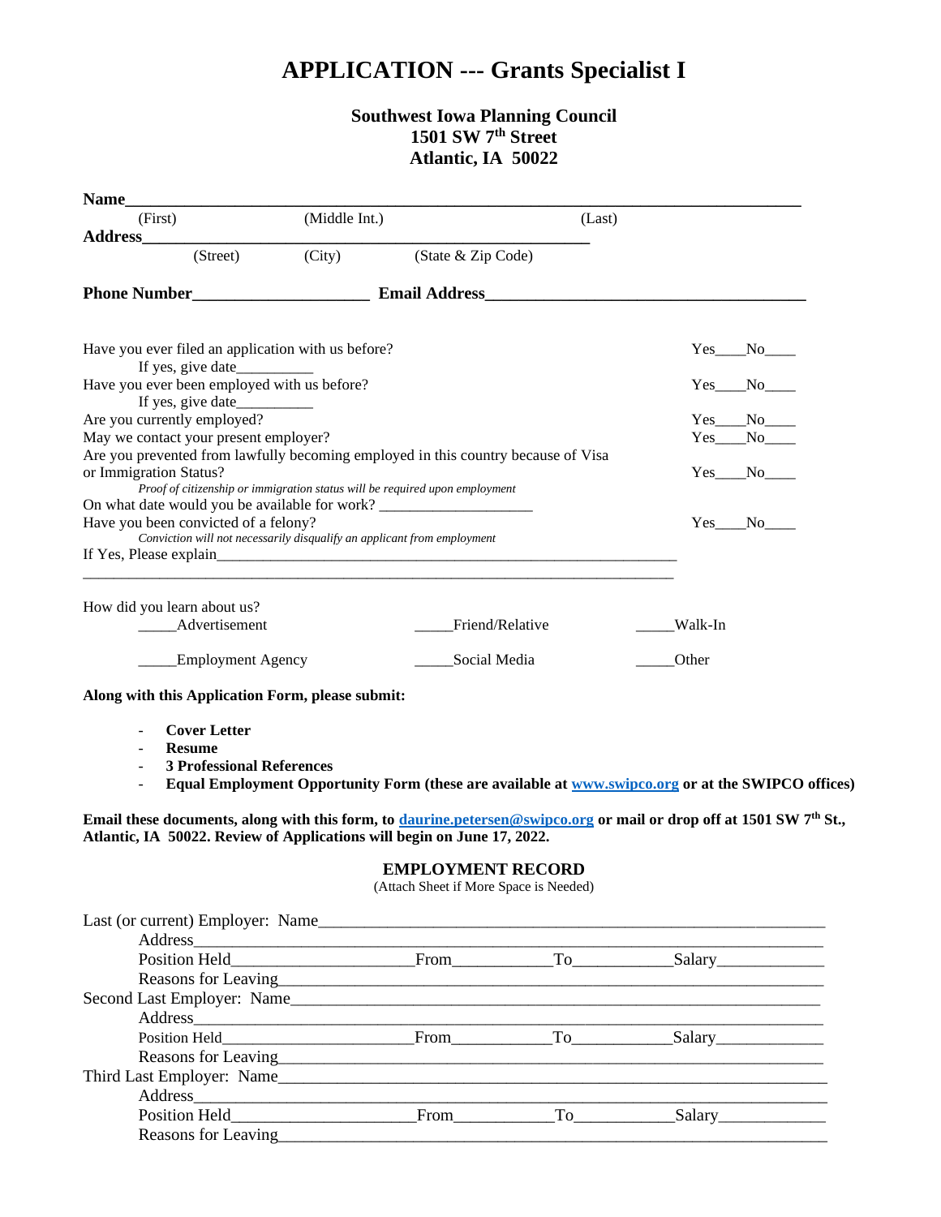# APPLICATION --- Grants Specialist I

**Southwest Iowa Planning Council**
**1501 SW 7th Street**
**Atlantic, IA 50022**

**Name**______________________________________________________________________________
(First) (Middle Int.) (Last)

**Address**_______________________________________________________
(Street) (City) (State & Zip Code)

**Phone Number**_____________________ **Email Address**_______________________________________

Have you ever filed an application with us before? Yes____No____
If yes, give date__________

Have you ever been employed with us before? Yes____No____
If yes, give date__________

Are you currently employed? Yes____No____

May we contact your present employer? Yes____No____

Are you prevented from lawfully becoming employed in this country because of Visa or Immigration Status? Yes____No____
*Proof of citizenship or immigration status will be required upon employment*

On what date would you be available for work? ____________________

Have you been convicted of a felony? Yes____No____
*Conviction will not necessarily disqualify an applicant from employment*

If Yes, Please explain_______________________________________________________________
______________________________________________________________________________

How did you learn about us?

_____Advertisement _____Friend/Relative _____Walk-In

_____Employment Agency _____Social Media _____Other

**Along with this Application Form, please submit:**

- **Cover Letter**
- **Resume**
- **3 Professional References**
- **Equal Employment Opportunity Form (these are available at [www.swipco.org](http://www.swipco.org) or at the SWIPCO offices)**

**Email these documents, along with this form, to [daurine.petersen@swipco.org](mailto:daurine.petersen@swipco.org) or mail or drop off at 1501 SW 7th St., Atlantic, IA 50022. Review of Applications will begin on June 17, 2022.**

## EMPLOYMENT RECORD

(Attach Sheet if More Space is Needed)

Last (or current) Employer: Name______________________________________________________________
Address______________________________________________________________________
Position Held_____________________From___________To___________Salary____________
Reasons for Leaving__________________________________________________________

Second Last Employer: Name___________________________________________________________
Address______________________________________________________________________
Position Held_____________________From___________To___________Salary____________
Reasons for Leaving__________________________________________________________

Third Last Employer: Name____________________________________________________________
Address______________________________________________________________________
Position Held_____________________From___________To___________Salary____________
Reasons for Leaving__________________________________________________________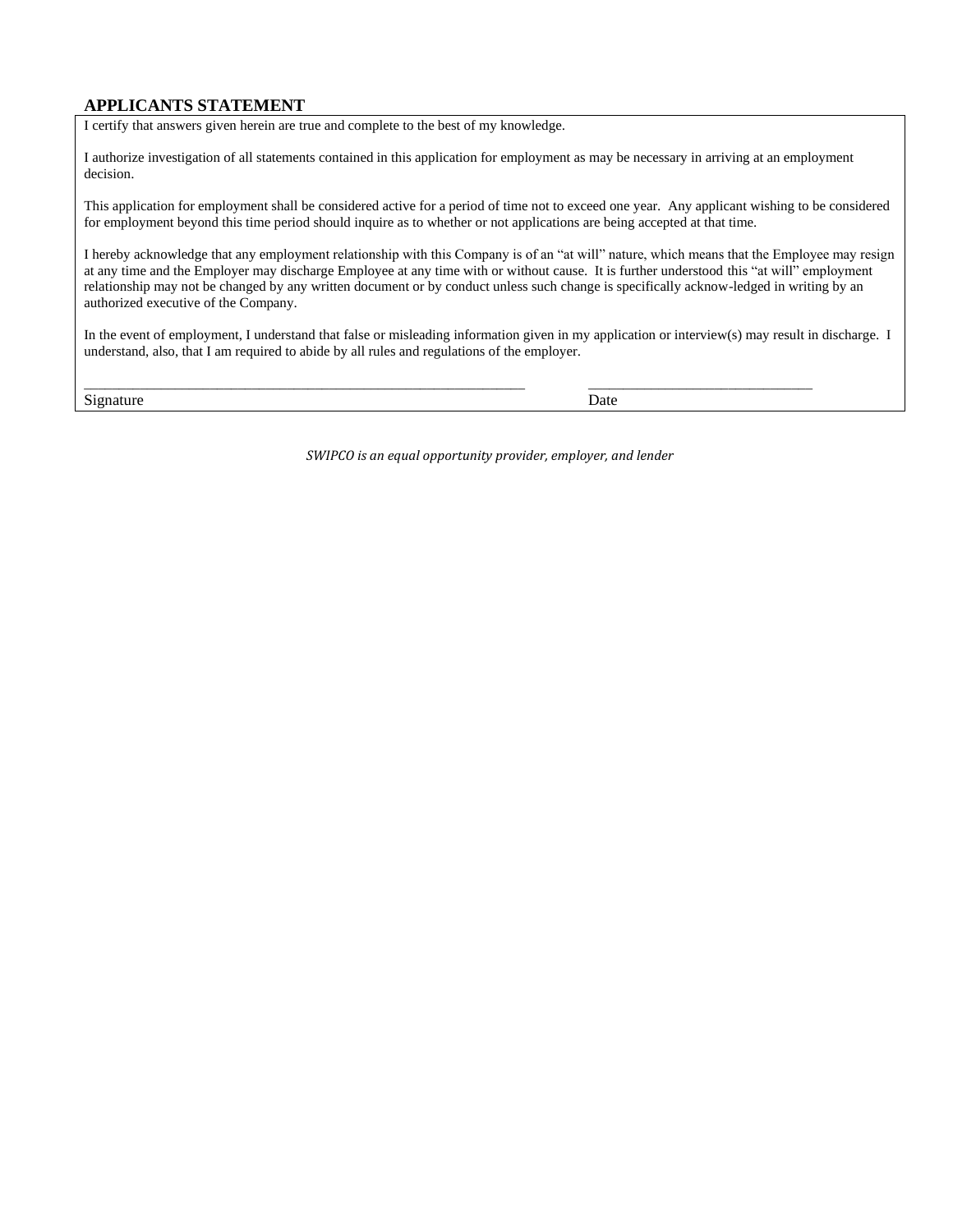## APPLICANTS STATEMENT

I certify that answers given herein are true and complete to the best of my knowledge.

I authorize investigation of all statements contained in this application for employment as may be necessary in arriving at an employment decision.

This application for employment shall be considered active for a period of time not to exceed one year. Any applicant wishing to be considered for employment beyond this time period should inquire as to whether or not applications are being accepted at that time.

I hereby acknowledge that any employment relationship with this Company is of an "at will" nature, which means that the Employee may resign at any time and the Employer may discharge Employee at any time with or without cause. It is further understood this "at will" employment relationship may not be changed by any written document or by conduct unless such change is specifically acknow-ledged in writing by an authorized executive of the Company.

In the event of employment, I understand that false or misleading information given in my application or interview(s) may result in discharge. I understand, also, that I am required to abide by all rules and regulations of the employer.

_______________________________________________________________ _______________________________

Signature Date

*SWIPCO is an equal opportunity provider, employer, and lender*